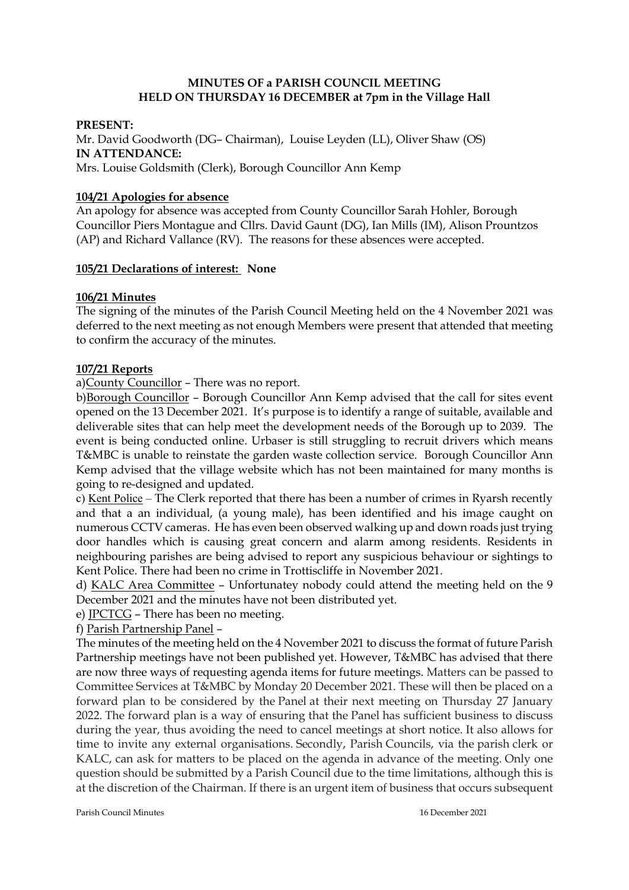**MINUTES OF a PARISH COUNCIL MEETING**
**HELD ON THURSDAY 16 DECEMBER at 7pm in the Village Hall**

**PRESENT:**
Mr. David Goodworth (DG– Chairman), Louise Leyden (LL), Oliver Shaw (OS)
**IN ATTENDANCE:**
Mrs. Louise Goldsmith (Clerk), Borough Councillor Ann Kemp

**104/21 Apologies for absence**

An apology for absence was accepted from County Councillor Sarah Hohler, Borough Councillor Piers Montague and Cllrs. David Gaunt (DG), Ian Mills (IM), Alison Prountzos (AP) and Richard Vallance (RV). The reasons for these absences were accepted.

**105/21 Declarations of interest: None**

**106/21 Minutes**

The signing of the minutes of the Parish Council Meeting held on the 4 November 2021 was deferred to the next meeting as not enough Members were present that attended that meeting to confirm the accuracy of the minutes.

**107/21 Reports**

a)County Councillor – There was no report.

b)Borough Councillor – Borough Councillor Ann Kemp advised that the call for sites event opened on the 13 December 2021. It's purpose is to identify a range of suitable, available and deliverable sites that can help meet the development needs of the Borough up to 2039. The event is being conducted online. Urbaser is still struggling to recruit drivers which means T&MBC is unable to reinstate the garden waste collection service. Borough Councillor Ann Kemp advised that the village website which has not been maintained for many months is going to re-designed and updated.

c) Kent Police – The Clerk reported that there has been a number of crimes in Ryarsh recently and that a an individual, (a young male), has been identified and his image caught on numerous CCTV cameras. He has even been observed walking up and down roads just trying door handles which is causing great concern and alarm among residents. Residents in neighbouring parishes are being advised to report any suspicious behaviour or sightings to Kent Police. There had been no crime in Trottiscliffe in November 2021.

d) KALC Area Committee – Unfortunatey nobody could attend the meeting held on the 9 December 2021 and the minutes have not been distributed yet.

e) JPCTCG – There has been no meeting.

f) Parish Partnership Panel –

The minutes of the meeting held on the 4 November 2021 to discuss the format of future Parish Partnership meetings have not been published yet. However, T&MBC has advised that there are now three ways of requesting agenda items for future meetings. Matters can be passed to Committee Services at T&MBC by Monday 20 December 2021. These will then be placed on a forward plan to be considered by the Panel at their next meeting on Thursday 27 January 2022. The forward plan is a way of ensuring that the Panel has sufficient business to discuss during the year, thus avoiding the need to cancel meetings at short notice. It also allows for time to invite any external organisations. Secondly, Parish Councils, via the parish clerk or KALC, can ask for matters to be placed on the agenda in advance of the meeting. Only one question should be submitted by a Parish Council due to the time limitations, although this is at the discretion of the Chairman. If there is an urgent item of business that occurs subsequent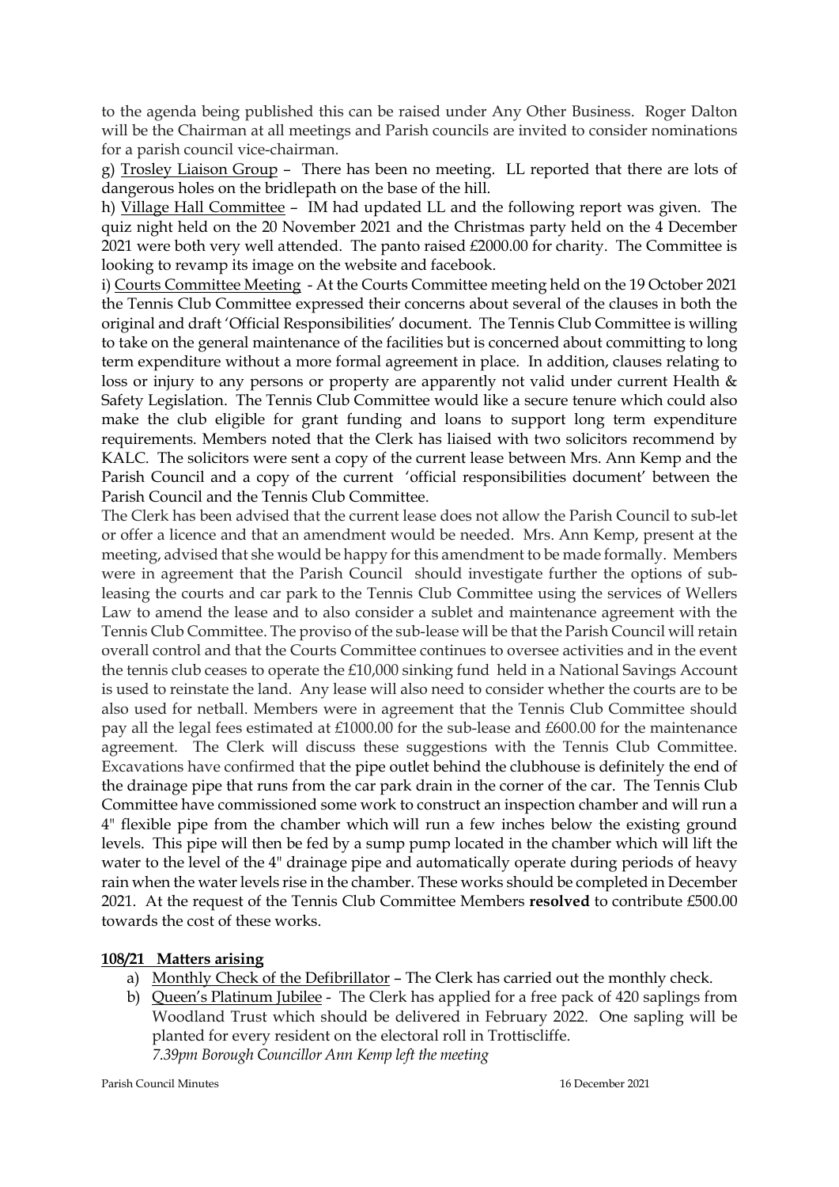to the agenda being published this can be raised under Any Other Business. Roger Dalton will be the Chairman at all meetings and Parish councils are invited to consider nominations for a parish council vice-chairman.

g) Trosley Liaison Group – There has been no meeting. LL reported that there are lots of dangerous holes on the bridlepath on the base of the hill.

h) Village Hall Committee – IM had updated LL and the following report was given. The quiz night held on the 20 November 2021 and the Christmas party held on the 4 December 2021 were both very well attended. The panto raised £2000.00 for charity. The Committee is looking to revamp its image on the website and facebook.

i) Courts Committee Meeting - At the Courts Committee meeting held on the 19 October 2021 the Tennis Club Committee expressed their concerns about several of the clauses in both the original and draft 'Official Responsibilities' document. The Tennis Club Committee is willing to take on the general maintenance of the facilities but is concerned about committing to long term expenditure without a more formal agreement in place. In addition, clauses relating to loss or injury to any persons or property are apparently not valid under current Health & Safety Legislation. The Tennis Club Committee would like a secure tenure which could also make the club eligible for grant funding and loans to support long term expenditure requirements. Members noted that the Clerk has liaised with two solicitors recommend by KALC. The solicitors were sent a copy of the current lease between Mrs. Ann Kemp and the Parish Council and a copy of the current 'official responsibilities document' between the Parish Council and the Tennis Club Committee.

The Clerk has been advised that the current lease does not allow the Parish Council to sub-let or offer a licence and that an amendment would be needed. Mrs. Ann Kemp, present at the meeting, advised that she would be happy for this amendment to be made formally. Members were in agreement that the Parish Council should investigate further the options of sub-leasing the courts and car park to the Tennis Club Committee using the services of Wellers Law to amend the lease and to also consider a sublet and maintenance agreement with the Tennis Club Committee. The proviso of the sub-lease will be that the Parish Council will retain overall control and that the Courts Committee continues to oversee activities and in the event the tennis club ceases to operate the £10,000 sinking fund held in a National Savings Account is used to reinstate the land. Any lease will also need to consider whether the courts are to be also used for netball. Members were in agreement that the Tennis Club Committee should pay all the legal fees estimated at £1000.00 for the sub-lease and £600.00 for the maintenance agreement. The Clerk will discuss these suggestions with the Tennis Club Committee. Excavations have confirmed that the pipe outlet behind the clubhouse is definitely the end of the drainage pipe that runs from the car park drain in the corner of the car. The Tennis Club Committee have commissioned some work to construct an inspection chamber and will run a 4" flexible pipe from the chamber which will run a few inches below the existing ground levels. This pipe will then be fed by a sump pump located in the chamber which will lift the water to the level of the 4" drainage pipe and automatically operate during periods of heavy rain when the water levels rise in the chamber. These works should be completed in December 2021. At the request of the Tennis Club Committee Members **resolved** to contribute £500.00 towards the cost of these works.

## 108/21 Matters arising

a) Monthly Check of the Defibrillator – The Clerk has carried out the monthly check.
b) Queen's Platinum Jubilee - The Clerk has applied for a free pack of 420 saplings from Woodland Trust which should be delivered in February 2022. One sapling will be planted for every resident on the electoral roll in Trottiscliffe.
*7.39pm Borough Councillor Ann Kemp left the meeting*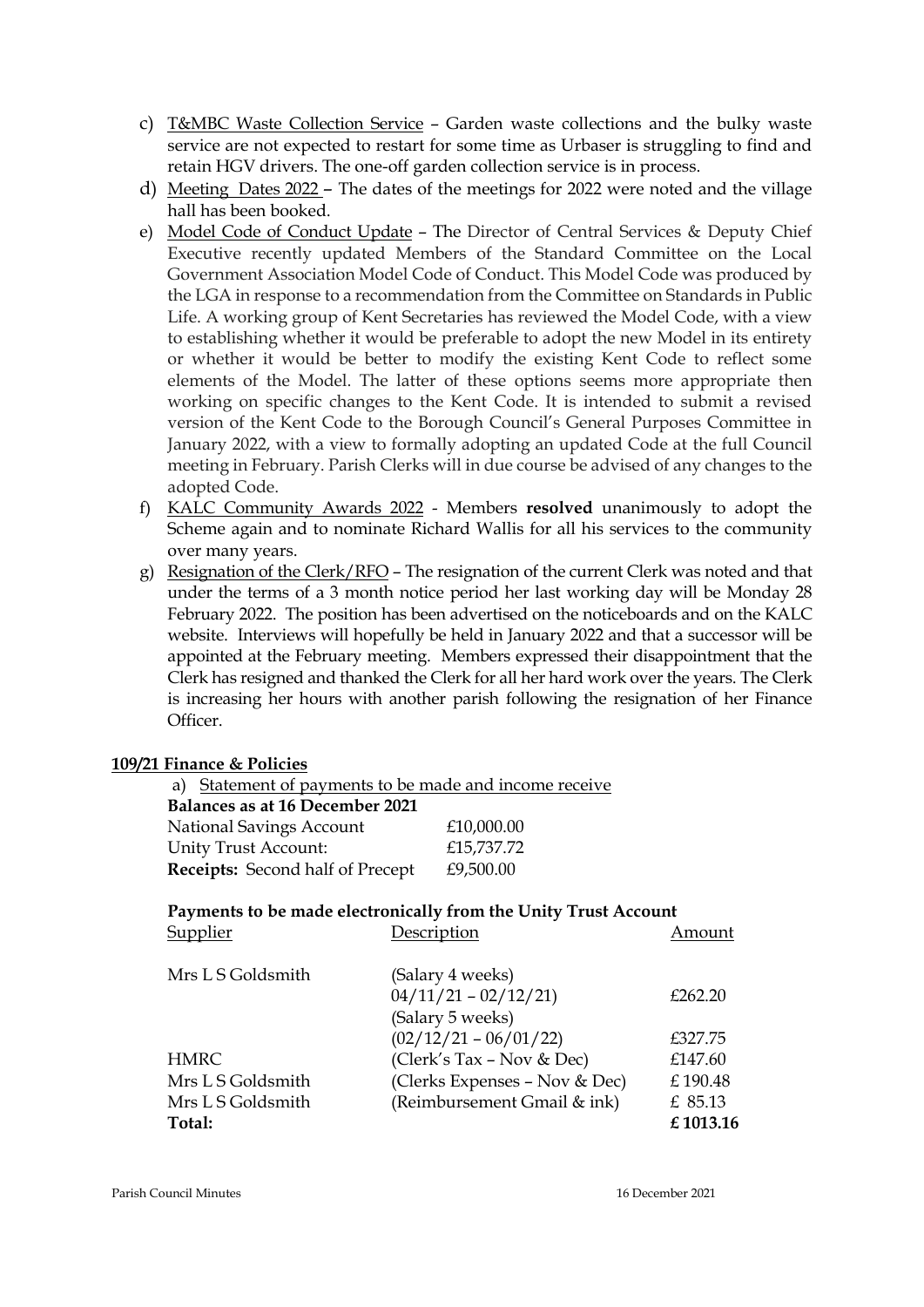c) <u>T&MBC Waste Collection Service</u> – Garden waste collections and the bulky waste service are not expected to restart for some time as Urbaser is struggling to find and retain HGV drivers. The one-off garden collection service is in process.

d) <u>Meeting Dates 2022</u> – The dates of the meetings for 2022 were noted and the village hall has been booked.

e) <u>Model Code of Conduct Update</u> – The Director of Central Services & Deputy Chief Executive recently updated Members of the Standard Committee on the Local Government Association Model Code of Conduct. This Model Code was produced by the LGA in response to a recommendation from the Committee on Standards in Public Life. A working group of Kent Secretaries has reviewed the Model Code, with a view to establishing whether it would be preferable to adopt the new Model in its entirety or whether it would be better to modify the existing Kent Code to reflect some elements of the Model. The latter of these options seems more appropriate then working on specific changes to the Kent Code. It is intended to submit a revised version of the Kent Code to the Borough Council's General Purposes Committee in January 2022, with a view to formally adopting an updated Code at the full Council meeting in February. Parish Clerks will in due course be advised of any changes to the adopted Code.

f) <u>KALC Community Awards 2022</u> - Members **resolved** unanimously to adopt the Scheme again and to nominate Richard Wallis for all his services to the community over many years.

g) <u>Resignation of the Clerk/RFO</u> – The resignation of the current Clerk was noted and that under the terms of a 3 month notice period her last working day will be Monday 28 February 2022. The position has been advertised on the noticeboards and on the KALC website. Interviews will hopefully be held in January 2022 and that a successor will be appointed at the February meeting. Members expressed their disappointment that the Clerk has resigned and thanked the Clerk for all her hard work over the years. The Clerk is increasing her hours with another parish following the resignation of her Finance Officer.

## <u>109/21 Finance & Policies</u>

a) <u>Statement of payments to be made and income receive</u>

| **Balances as at 16 December 2021** | |
|---|---|
| National Savings Account | £10,000.00 |
| Unity Trust Account: | £15,737.72 |
| **Receipts:** Second half of Precept | £9,500.00 |

**Payments to be made electronically from the Unity Trust Account**

| <u>Supplier</u> | <u>Description</u> | <u>Amount</u> |
|---|---|---|
| Mrs L S Goldsmith | (Salary 4 weeks) 04/11/21 – 02/12/21) | £262.20 |
| | (Salary 5 weeks) (02/12/21 – 06/01/22) | £327.75 |
| HMRC | (Clerk's Tax – Nov & Dec) | £147.60 |
| Mrs L S Goldsmith | (Clerks Expenses – Nov & Dec) | £ 190.48 |
| Mrs L S Goldsmith | (Reimbursement Gmail & ink) | £ 85.13 |
| **Total:** | | **£ 1013.16** |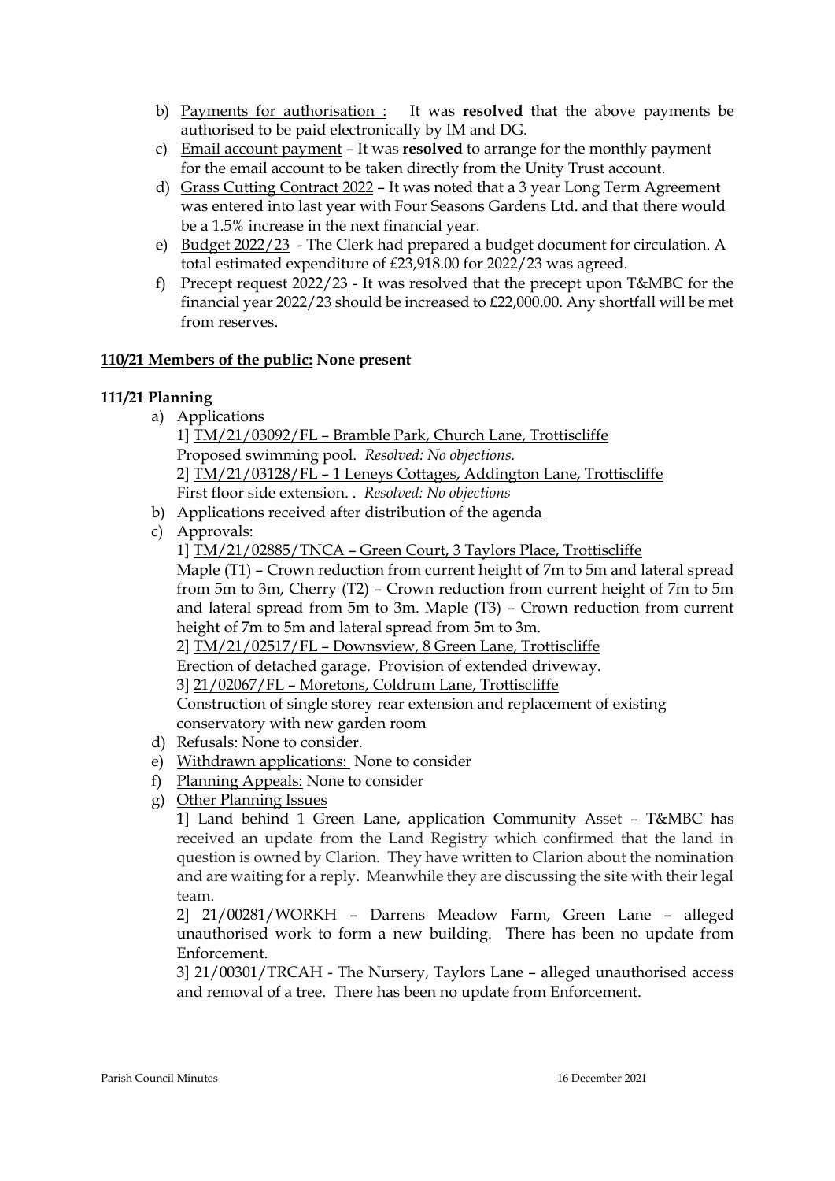b) Payments for authorisation : It was **resolved** that the above payments be authorised to be paid electronically by IM and DG.
c) Email account payment – It was **resolved** to arrange for the monthly payment for the email account to be taken directly from the Unity Trust account.
d) Grass Cutting Contract 2022 – It was noted that a 3 year Long Term Agreement was entered into last year with Four Seasons Gardens Ltd. and that there would be a 1.5% increase in the next financial year.
e) Budget 2022/23 - The Clerk had prepared a budget document for circulation. A total estimated expenditure of £23,918.00 for 2022/23 was agreed.
f) Precept request 2022/23 - It was resolved that the precept upon T&MBC for the financial year 2022/23 should be increased to £22,000.00. Any shortfall will be met from reserves.

**110/21 Members of the public: None present**

**111/21 Planning**

a) Applications
   1] TM/21/03092/FL – Bramble Park, Church Lane, Trottiscliffe
   Proposed swimming pool. *Resolved: No objections.*
   2] TM/21/03128/FL – 1 Leneys Cottages, Addington Lane, Trottiscliffe
   First floor side extension. . *Resolved: No objections*
b) Applications received after distribution of the agenda
c) Approvals:
   1] TM/21/02885/TNCA – Green Court, 3 Taylors Place, Trottiscliffe
   Maple (T1) – Crown reduction from current height of 7m to 5m and lateral spread from 5m to 3m, Cherry (T2) – Crown reduction from current height of 7m to 5m and lateral spread from 5m to 3m. Maple (T3) – Crown reduction from current height of 7m to 5m and lateral spread from 5m to 3m.
   2] TM/21/02517/FL – Downsview, 8 Green Lane, Trottiscliffe
   Erection of detached garage. Provision of extended driveway.
   3] 21/02067/FL – Moretons, Coldrum Lane, Trottiscliffe
   Construction of single storey rear extension and replacement of existing conservatory with new garden room
d) Refusals: None to consider.
e) Withdrawn applications: None to consider
f) Planning Appeals: None to consider
g) Other Planning Issues
   1] Land behind 1 Green Lane, application Community Asset – T&MBC has received an update from the Land Registry which confirmed that the land in question is owned by Clarion. They have written to Clarion about the nomination and are waiting for a reply. Meanwhile they are discussing the site with their legal team.
   2] 21/00281/WORKH – Darrens Meadow Farm, Green Lane – alleged unauthorised work to form a new building. There has been no update from Enforcement.
   3] 21/00301/TRCAH - The Nursery, Taylors Lane – alleged unauthorised access and removal of a tree. There has been no update from Enforcement.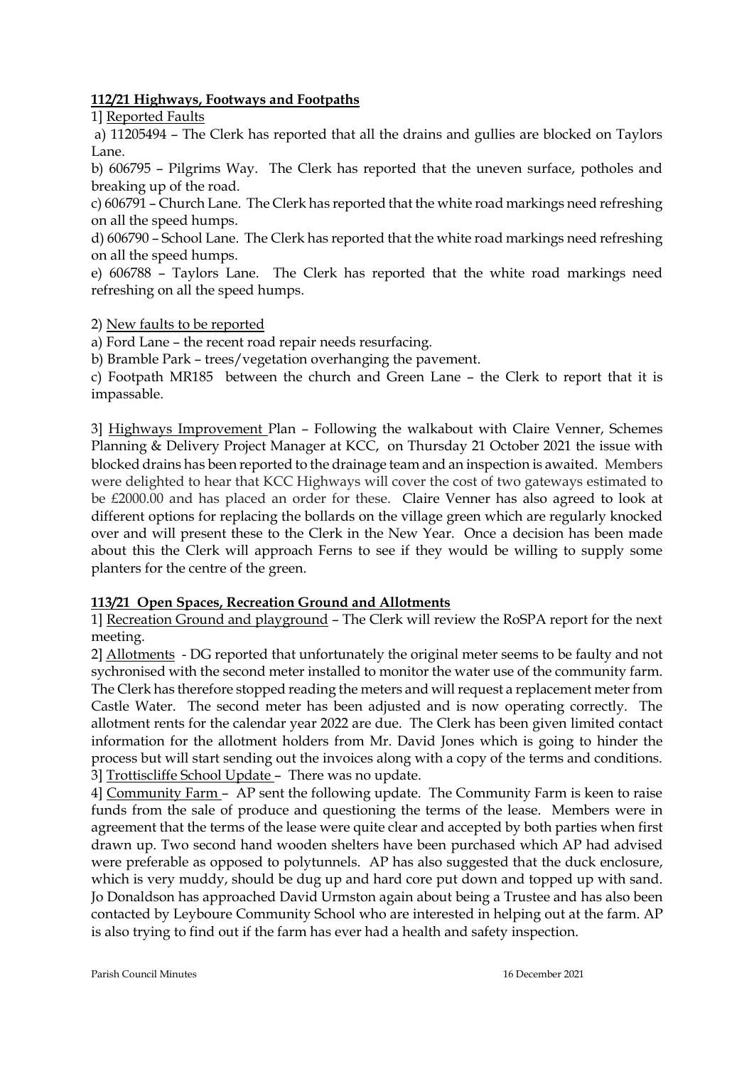**112/21 Highways, Footways and Footpaths**

1] Reported Faults

a) 11205494 – The Clerk has reported that all the drains and gullies are blocked on Taylors Lane.

b) 606795 – Pilgrims Way. The Clerk has reported that the uneven surface, potholes and breaking up of the road.

c) 606791 – Church Lane. The Clerk has reported that the white road markings need refreshing on all the speed humps.

d) 606790 – School Lane. The Clerk has reported that the white road markings need refreshing on all the speed humps.

e) 606788 – Taylors Lane. The Clerk has reported that the white road markings need refreshing on all the speed humps.

2) New faults to be reported

a) Ford Lane – the recent road repair needs resurfacing.

b) Bramble Park – trees/vegetation overhanging the pavement.

c) Footpath MR185 between the church and Green Lane – the Clerk to report that it is impassable.

3] Highways Improvement Plan – Following the walkabout with Claire Venner, Schemes Planning & Delivery Project Manager at KCC, on Thursday 21 October 2021 the issue with blocked drains has been reported to the drainage team and an inspection is awaited. Members were delighted to hear that KCC Highways will cover the cost of two gateways estimated to be £2000.00 and has placed an order for these. Claire Venner has also agreed to look at different options for replacing the bollards on the village green which are regularly knocked over and will present these to the Clerk in the New Year. Once a decision has been made about this the Clerk will approach Ferns to see if they would be willing to supply some planters for the centre of the green.

**113/21 Open Spaces, Recreation Ground and Allotments**

1] Recreation Ground and playground – The Clerk will review the RoSPA report for the next meeting.

2] Allotments - DG reported that unfortunately the original meter seems to be faulty and not sychronised with the second meter installed to monitor the water use of the community farm. The Clerk has therefore stopped reading the meters and will request a replacement meter from Castle Water. The second meter has been adjusted and is now operating correctly. The allotment rents for the calendar year 2022 are due. The Clerk has been given limited contact information for the allotment holders from Mr. David Jones which is going to hinder the process but will start sending out the invoices along with a copy of the terms and conditions.

3] Trottiscliffe School Update – There was no update.

4] Community Farm – AP sent the following update. The Community Farm is keen to raise funds from the sale of produce and questioning the terms of the lease. Members were in agreement that the terms of the lease were quite clear and accepted by both parties when first drawn up. Two second hand wooden shelters have been purchased which AP had advised were preferable as opposed to polytunnels. AP has also suggested that the duck enclosure, which is very muddy, should be dug up and hard core put down and topped up with sand. Jo Donaldson has approached David Urmston again about being a Trustee and has also been contacted by Leyboure Community School who are interested in helping out at the farm. AP is also trying to find out if the farm has ever had a health and safety inspection.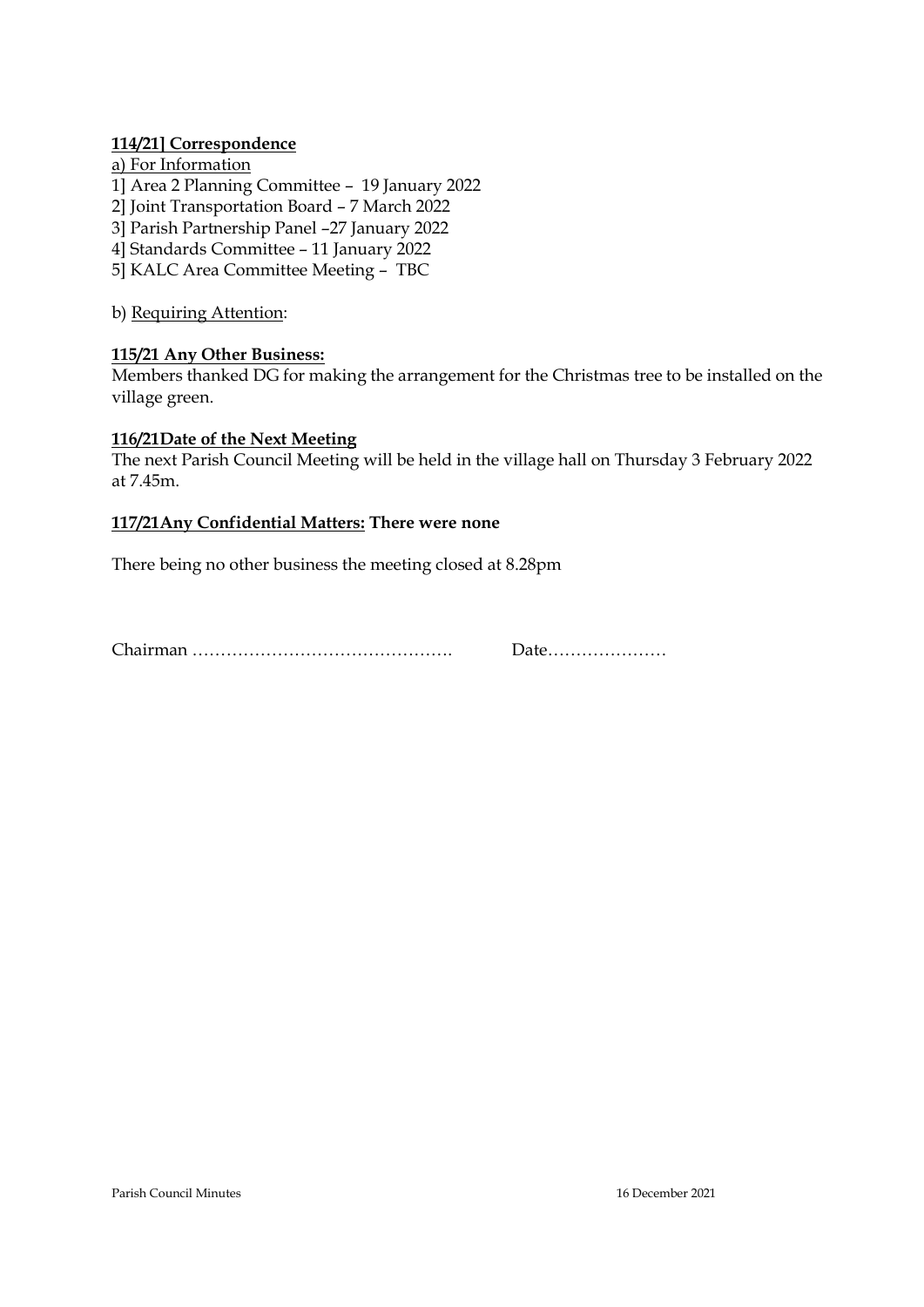**114/21] Correspondence**

a) For Information

1] Area 2 Planning Committee – 19 January 2022
2] Joint Transportation Board – 7 March 2022
3] Parish Partnership Panel –27 January 2022
4] Standards Committee – 11 January 2022
5] KALC Area Committee Meeting – TBC

b) Requiring Attention:

**115/21 Any Other Business:**

Members thanked DG for making the arrangement for the Christmas tree to be installed on the village green.

**116/21Date of the Next Meeting**

The next Parish Council Meeting will be held in the village hall on Thursday 3 February 2022 at 7.45m.

**117/21Any Confidential Matters: There were none**

There being no other business the meeting closed at 8.28pm

Chairman ………………………………………. Date…………………